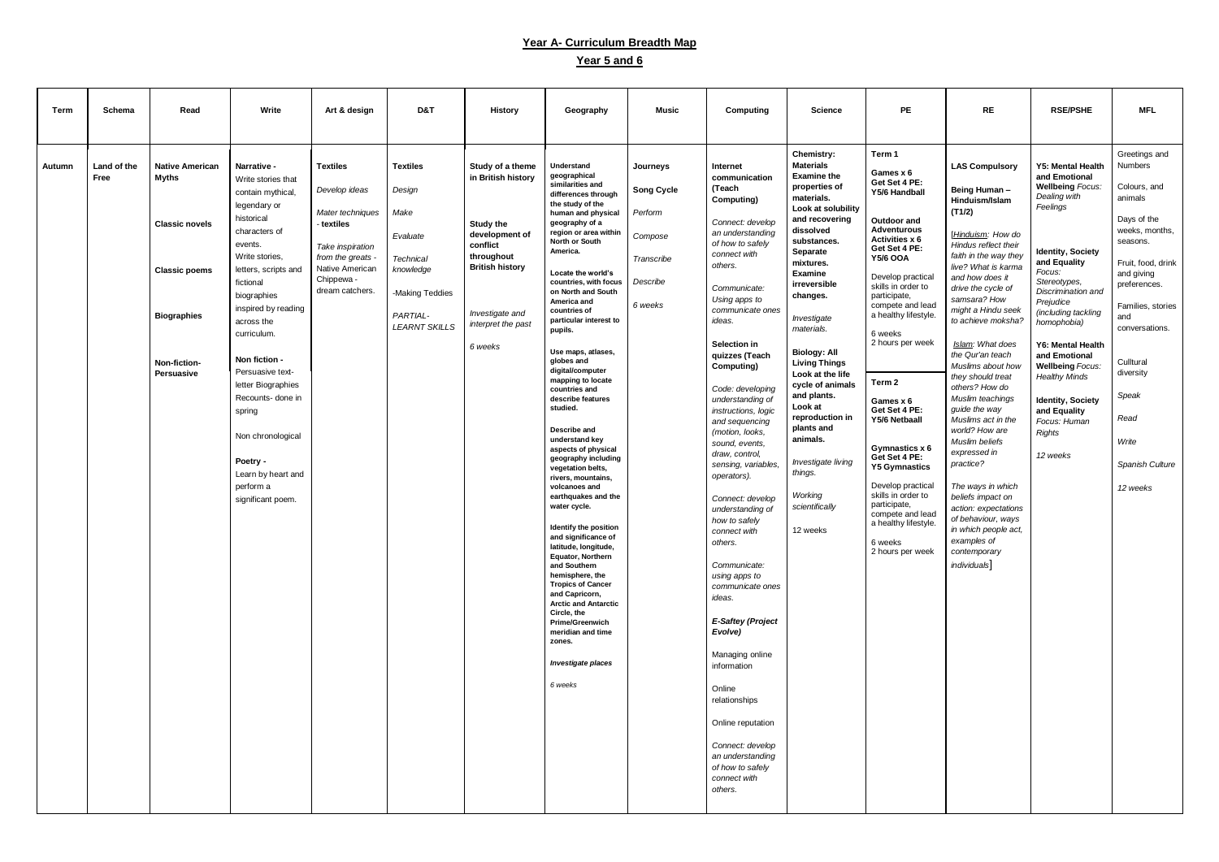# Year A- Curriculum Breadth Map

## Year 5 and 6

| Term | Schema | Read | Write | Art & design | D&T | History | Geography | Music | Computing | Science | PE | RE | RSE/PSHE | MFL |
|---|---|---|---|---|---|---|---|---|---|---|---|---|---|---|
| Autumn | **Land of the Free** | **Native American Myths**<br><br>**Classic novels**<br><br>**Classic poems**<br><br>**Biographies**<br><br>**Non-fiction-Persuasive** | **Narrative -**<br>Write stories that contain mythical, legendary or historical characters of events.<br>Write stories, letters, scripts and fictional biographies inspired by reading across the curriculum.<br><br>**Non fiction -**<br>Persuasive text-letter Biographies Recounts- done in spring<br><br>Non chronological<br><br>**Poetry -**<br>Learn by heart and perform a significant poem. | **Textiles**<br><br>*Develop ideas*<br><br>*Mater techniques* - **textiles**<br><br>*Take inspiration from the greats* - Native American Chippewa - dream catchers. | **Textiles**<br><br>*Design*<br><br>*Make*<br><br>*Evaluate*<br><br>*Technical knowledge*<br><br>-Making Teddies<br><br>*PARTIAL-LEARNT SKILLS* | **Study of a theme in British history**<br><br>**Study the development of conflict throughout British history**<br><br>*Investigate and interpret the past*<br><br>*6 weeks* | **Understand geographical similarities and differences through the study of the human and physical geography of a region or area within North or South America.**<br><br>**Locate the world's countries, with focus on North and South America and countries of particular interest to pupils.**<br><br>**Use maps, atlases, globes and digital/computer mapping to locate countries and describe features studied.**<br><br>**Describe and understand key aspects of physical geography including vegetation belts, rivers, mountains, volcanoes and earthquakes and the water cycle.**<br><br>**Identify the position and significance of latitude, longitude, Equator, Northern and Southern hemisphere, the Tropics of Cancer and Capricorn, Arctic and Antarctic Circle, the Prime/Greenwich meridian and time zones.**<br><br>***Investigate places***<br><br>*6 weeks* | **Journeys**<br><br>**Song Cycle**<br><br>*Perform*<br><br>*Compose*<br><br>*Transcribe*<br><br>*Describe*<br><br>*6 weeks* | **Internet communication (Teach Computing)**<br><br>*Connect: develop an understanding of how to safely connect with others.*<br><br>*Communicate: Using apps to communicate ones ideas.*<br><br>**Selection in quizzes (Teach Computing)**<br><br>*Code: developing understanding of instructions, logic and sequencing (motion, looks, sound, events, draw, control, sensing, variables, operators).*<br><br>*Connect: develop understanding of how to safely connect with others.*<br><br>*Communicate: using apps to communicate ones ideas.*<br><br>***E-Saftey (Project Evolve)***<br><br>Managing online information<br><br>Online relationships<br><br>Online reputation<br><br>*Connect: develop an understanding of how to safely connect with others.* | **Chemistry: Materials Examine the properties of materials. Look at solubility and recovering dissolved substances. Separate mixtures. Examine irreversible changes.**<br><br>*Investigate materials.*<br><br>**Biology: All Living Things Look at the life cycle of animals and plants. Look at reproduction in plants and animals.**<br><br>*Investigate living things.*<br><br>*Working scientifically*<br><br>12 weeks | **Term 1**<br><br>**Games x 6 Get Set 4 PE: Y5/6 Handball**<br><br>**Outdoor and Adventurous Activities x 6 Get Set 4 PE: Y5/6 OOA**<br><br>Develop practical skills in order to participate, compete and lead a healthy lifestyle.<br><br>6 weeks<br>2 hours per week<br><br>**Term 2**<br><br>**Games x 6 Get Set 4 PE: Y5/6 Netbaall**<br><br>**Gymnastics x 6 Get Set 4 PE: Y5 Gymnastics**<br><br>Develop practical skills in order to participate, compete and lead a healthy lifestyle.<br><br>6 weeks<br>2 hours per week | **LAS Compulsory**<br><br>**Being Human – Hinduism/Islam (T1/2)**<br><br>*[Hinduism: How do Hindus reflect their faith in the way they live? What is karma and how does it drive the cycle of samsara? How might a Hindu seek to achieve moksha?*<br><br>*Islam: What does the Qur'an teach Muslims about how they should treat others? How do Muslim teachings guide the way Muslims act in the world? How are Muslim beliefs expressed in practice?*<br><br>*The ways in which beliefs impact on action: expectations of behaviour, ways in which people act, examples of contemporary individuals]* | **Y5: Mental Health and Emotional Wellbeing** *Focus: Dealing with Feelings*<br><br>**Identity, Society and Equality** *Focus: Stereotypes, Discrimination and Prejudice (including tackling homophobia)*<br><br>**Y6: Mental Health and Emotional Wellbeing** *Focus: Healthy Minds*<br><br>**Identity, Society and Equality** *Focus: Human Rights*<br><br>*12 weeks* | Greetings and Numbers<br><br>Colours, and animals<br><br>Days of the weeks, months, seasons.<br><br>Fruit, food, drink and giving preferences.<br><br>Families, stories and conversations.<br><br>Culltural diversity<br><br>*Speak*<br><br>*Read*<br><br>*Write*<br><br>*Spanish Culture*<br><br>*12 weeks* |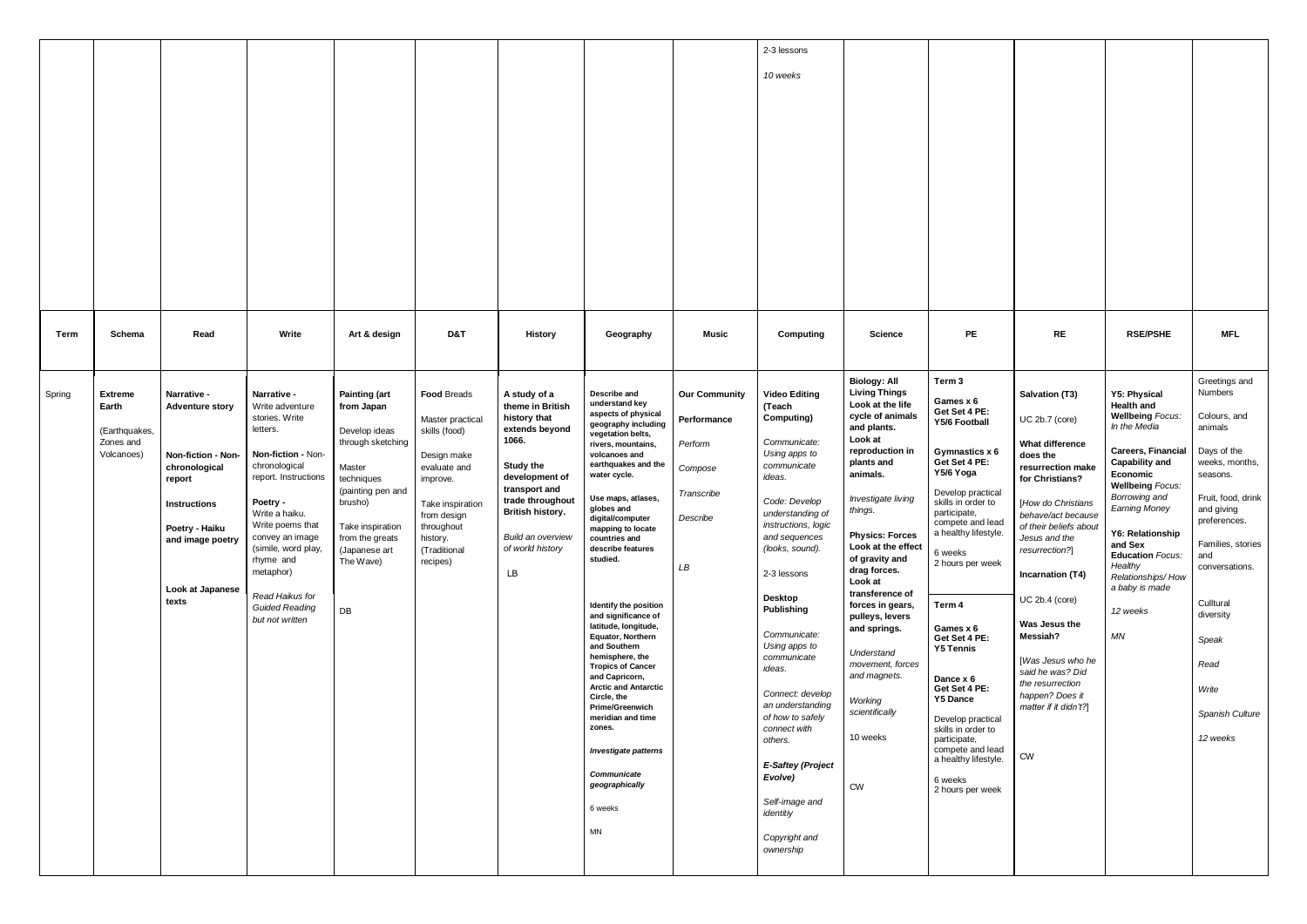| | | | | | | | | | 2-3 lessons<br><br>*10 weeks* | | | | | |
|---|---|---|---|---|---|---|---|---|---|---|---|---|---|---|
| **Term** | **Schema** | **Read** | **Write** | **Art & design** | **D&T** | **History** | **Geography** | **Music** | **Computing** | **Science** | **PE** | **RE** | **RSE/PSHE** | **MFL** |
| Spring | **Extreme Earth**<br><br>(Earthquakes, Zones and Volcanoes) | **Narrative - Adventure story**<br><br>**Non-fiction - Non-chronological report**<br><br>**Instructions**<br><br>**Poetry - Haiku and image poetry**<br><br>**Look at Japanese texts** | **Narrative -** Write adventure stories. Write letters.<br><br>**Non-fiction -** Non-chronological report. Instructions<br><br>**Poetry -** Write a haiku. Write poems that convey an image (simile, word play, rhyme and metaphor)<br><br>*Read Haikus for Guided Reading but not written* | **Painting (art from Japan**<br><br>Develop ideas through sketching<br><br>Master techniques (painting pen and brusho)<br><br>Take inspiration from the greats (Japanese art The Wave)<br><br>DB | **Food** Breads<br><br>Master practical skills (food)<br><br>Design make evaluate and improve.<br><br>Take inspiration from design throughout history. (Traditional recipes) | **A study of a theme in British history that extends beyond 1066.**<br><br>**Study the development of transport and trade throughout British history.**<br><br>*Build an overview of world history*<br><br>LB | **Describe and understand key aspects of physical geography including vegetation belts, rivers, mountains, volcanoes and earthquakes and the water cycle.**<br><br>**Use maps, atlases, globes and digital/computer mapping to locate countries and describe features studied.**<br><br>**Identify the position and significance of latitude, longitude, Equator, Northern and Southern hemisphere, the Tropics of Cancer and Capricorn, Arctic and Antarctic Circle, the Prime/Greenwich meridian and time zones.**<br><br>***Investigate patterns***<br><br>***Communicate geographically***<br><br>6 weeks<br><br>MN | **Our Community**<br><br>**Performance**<br><br>*Perform*<br><br>*Compose*<br><br>*Transcribe*<br><br>*Describe*<br><br>*LB* | **Video Editing (Teach Computing)**<br><br>*Communicate: Using apps to communicate ideas.*<br><br>*Code: Develop understanding of instructions, logic and sequences (looks, sound).*<br><br>2-3 lessons<br><br>**Desktop Publishing**<br><br>*Communicate: Using apps to communicate ideas.*<br><br>*Connect: develop an understanding of how to safely connect with others.*<br><br>***E-Saftey (Project Evolve)***<br><br>*Self-image and identitiy*<br><br>*Copyright and ownership* | **Biology: All Living Things Look at the life cycle of animals and plants. Look at reproduction in plants and animals.**<br><br>*Investigate living things.*<br><br>**Physics: Forces Look at the effect of gravity and drag forces. Look at transference of forces in gears, pulleys, levers and springs.**<br><br>*Understand movement, forces and magnets.*<br><br>*Working scientifically*<br><br>10 weeks<br><br>CW | **Term 3**<br><br>**Games x 6 Get Set 4 PE: Y5/6 Football**<br><br>**Gymnastics x 6 Get Set 4 PE: Y5/6 Yoga**<br><br>Develop practical skills in order to participate, compete and lead a healthy lifestyle.<br><br>6 weeks<br>2 hours per week<br><br>**Term 4**<br><br>**Games x 6 Get Set 4 PE: Y5 Tennis**<br><br>**Dance x 6 Get Set 4 PE: Y5 Dance**<br><br>Develop practical skills in order to participate, compete and lead a healthy lifestyle.<br><br>6 weeks<br>2 hours per week | **Salvation (T3)**<br><br>UC 2b.7 (core)<br><br>**What difference does the resurrection make for Christians?**<br><br>[*How do Christians behave/act because of their beliefs about Jesus and the resurrection?*]<br><br>**Incarnation (T4)**<br><br>UC 2b.4 (core)<br><br>**Was Jesus the Messiah?**<br><br>[*Was Jesus who he said he was? Did the resurrection happen? Does it matter if it didn't?*]<br><br>CW | **Y5: Physical Health and Wellbeing** *Focus: In the Media*<br><br>**Careers, Financial Capability and Economic Wellbeing** *Focus: Borrowing and Earning Money*<br><br>**Y6: Relationship and Sex Education** *Focus: Healthy Relationships/ How a baby is made*<br><br>*12 weeks*<br><br>*MN* | Greetings and Numbers<br><br>Colours, and animals<br><br>Days of the weeks, months, seasons.<br><br>Fruit, food, drink and giving preferences.<br><br>Families, stories and conversations.<br><br>Culltural diversity<br><br>*Speak*<br><br>*Read*<br><br>*Write*<br><br>*Spanish Culture*<br><br>*12 weeks* |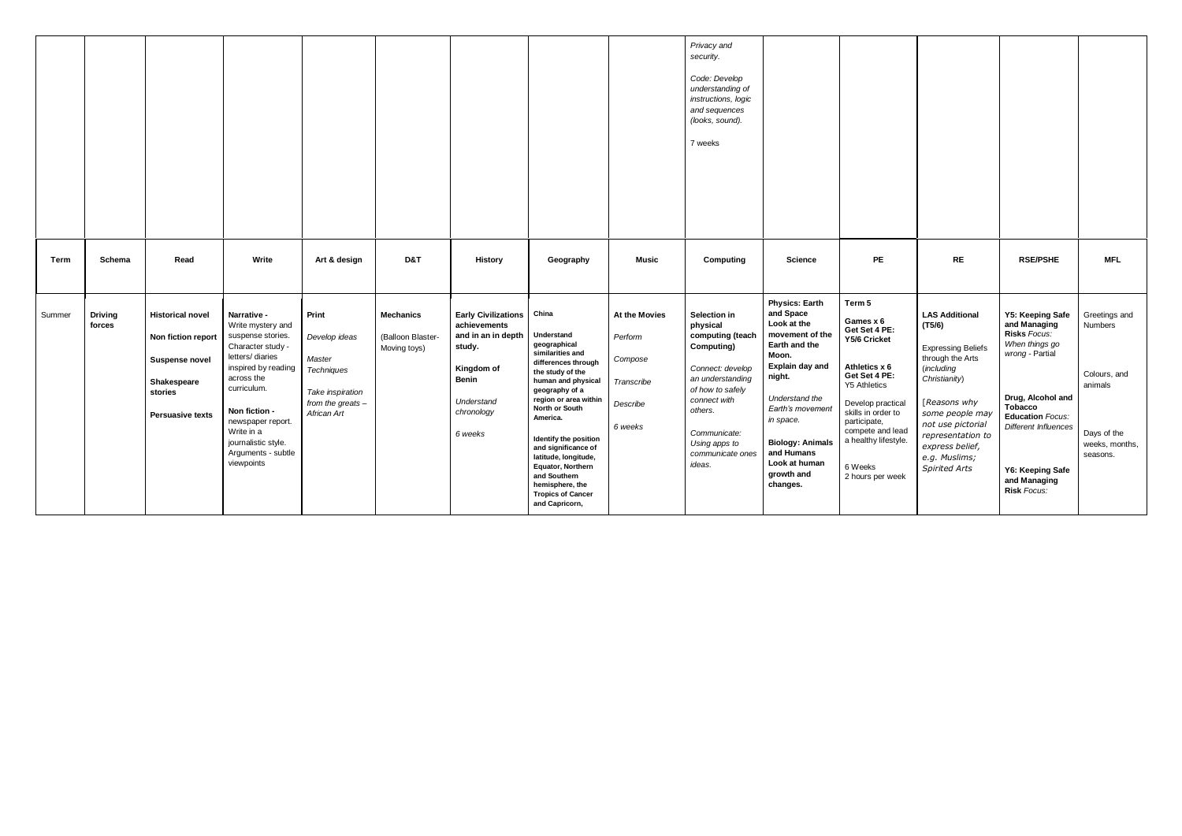| | | | | | | | | | | | | | | |
|---|---|---|---|---|---|---|---|---|---|---|---|---|---|---|
| | | | | | | | | | *Privacy and security.*<br><br>*Code: Develop understanding of instructions, logic and sequences (looks, sound).*<br><br>7 weeks | | | | | |

| Term | Schema | Read | Write | Art & design | D&T | History | Geography | Music | Computing | Science | PE | RE | RSE/PSHE | MFL |
|---|---|---|---|---|---|---|---|---|---|---|---|---|---|---|
| Summer | **Driving forces** | **Historical novel**<br><br>**Non fiction report**<br><br>**Suspense novel**<br><br>**Shakespeare stories**<br><br>**Persuasive texts** | **Narrative -** Write mystery and suspense stories. Character study - letters/ diaries inspired by reading across the curriculum.<br><br>**Non fiction -** newspaper report. Write in a journalistic style. Arguments - subtle viewpoints | **Print**<br><br>*Develop ideas*<br><br>*Master Techniques*<br><br>*Take inspiration from the greats – African Art* | **Mechanics**<br><br>(Balloon Blaster- Moving toys) | **Early Civilizations achievements and in an in depth study.**<br><br>**Kingdom of Benin**<br><br>*Understand chronology*<br><br>*6 weeks* | **China**<br><br>**Understand geographical similarities and differences through the study of the human and physical geography of a region or area within North or South America.**<br><br>**Identify the position and significance of latitude, longitude, Equator, Northern and Southern hemisphere, the Tropics of Cancer and Capricorn,** | **At the Movies**<br><br>*Perform*<br><br>*Compose*<br><br>*Transcribe*<br><br>*Describe*<br><br>*6 weeks* | **Selection in physical computing (teach Computing)**<br><br>*Connect: develop an understanding of how to safely connect with others.*<br><br>*Communicate: Using apps to communicate ones ideas.* | **Physics: Earth and Space Look at the movement of the Earth and the Moon. Explain day and night.**<br><br>*Understand the Earth's movement in space.*<br><br>**Biology: Animals and Humans Look at human growth and changes.** | **Term 5**<br><br>**Games x 6 Get Set 4 PE: Y5/6 Cricket**<br><br>**Athletics x 6 Get Set 4 PE:** Y5 Athletics<br><br>Develop practical skills in order to participate, compete and lead a healthy lifestyle.<br><br>6 Weeks<br>2 hours per week | **LAS Additional (T5/6)**<br><br>Expressing Beliefs through the Arts (*including Christianity*)<br><br>*[Reasons why some people may not use pictorial representation to express belief, e.g. Muslims; Spirited Arts* | **Y5: Keeping Safe and Managing Risks** *Focus: When things go wrong* - Partial<br><br>**Drug, Alcohol and Tobacco Education** *Focus: Different Influences*<br><br>**Y6: Keeping Safe and Managing Risk** *Focus:* | Greetings and Numbers<br><br>Colours, and animals<br><br>Days of the weeks, months, seasons. |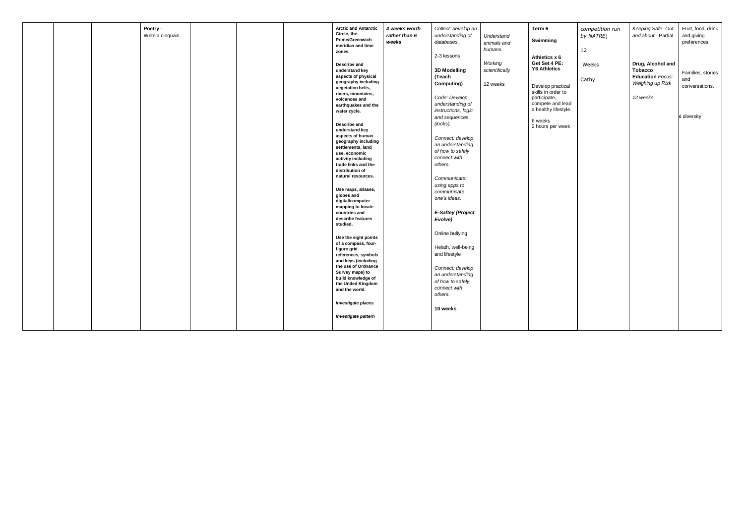| | | | | | | | | | | | | | |
|---|---|---|---|---|---|---|---|---|---|---|---|---|---|
| | | | **Poetry -** Write a cinquain. | | | | **Arctic and Antarctic Circle, the Prime/Greenwich meridian and time zones.**<br><br>**Describe and understand key aspects of physical geography including vegetation belts, rivers, mountains, volcanoes and earthquakes and the water cycle.**<br><br>**Describe and understand key aspects of human geography including settlements, land use, economic activity including trade links and the distribution of natural resources.**<br><br>**Use maps, atlases, globes and digital/computer mapping to locate countries and describe features studied.**<br><br>**Use the eight points of a compass, four-figure grid references, symbols and keys (including the use of Ordnance Survey maps) to build knowledge of the United Kingdom and the world.**<br><br>***Investigate places***<br><br>***Investigate pattern*** | ***4 weeks worth rather than 6 weeks*** | *Collect: develop an understanding of databases.*<br><br>2-3 lessons<br><br>**3D Modelling (Teach Computing)**<br><br>*Code: Develop understanding of instructions, logic and sequences (looks).*<br><br>*Connect: develop an understanding of how to safely connect with others.*<br><br>*Communicate: using apps to communicate one's ideas.*<br><br>***E-Saftey (Project Evolve)***<br><br>Online bullying<br><br>Helath, well-being and lifestyle<br><br>*Connect: develop an understanding of how to safely connect with others.*<br><br>**10 weeks** | *Understand animals and humans.*<br><br>*Working scientifically*<br><br>12 weeks | **Term 6**<br><br>**Swimming**<br><br>**Athletics x 6 Get Set 4 PE: Y6 Athletics**<br><br>Develop practical skills in order to participate, compete and lead a healthy lifestyle.<br><br>6 weeks<br>2 hours per week | *competition run by NATRE]*<br><br>12<br><br>Weeks<br><br>Cathy | *Keeping Safe- Out and about -* Partial<br><br>**Drug, Alcohol and Tobacco Education** *Focus: Weighing up Risk*<br><br>*12 weeks* | Fruit, food, drink and giving preferences.<br><br>Families, stories and conversations.<br><br>l diversity |